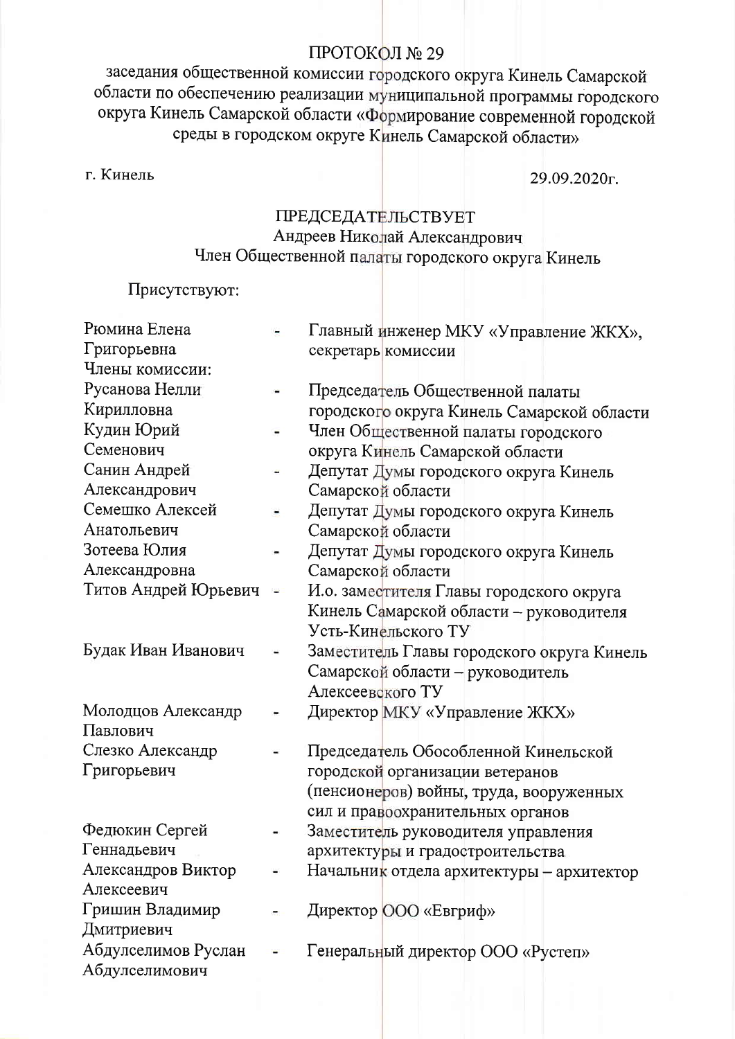# ПРОТОКОЛ № 29

заседания общественной комиссии городского округа Кинель Самарской области по обеспечению реализации муниципальной программы городского округа Кинель Самарской области «Формирование современной городской среды в городском округе Кинель Самарской области»

г. Кинель 29.09.2020г.

ПРЕДСЕДАТЕЛЬСТВУЕТ
Андреев Николай Александрович
Член Общественной палаты городского округа Кинель

Присутствуют:

| | | |
|---|---|---|
| Рюмина Елена Григорьевна | - | Главный инженер МКУ «Управление ЖКХ», секретарь комиссии |
| Члены комиссии: | | |
| Русанова Нелли Кирилловна | - | Председатель Общественной палаты городского округа Кинель Самарской области |
| Кудин Юрий Семенович | - | Член Общественной палаты городского округа Кинель Самарской области |
| Санин Андрей Александрович | - | Депутат Думы городского округа Кинель Самарской области |
| Семешко Алексей Анатольевич | - | Депутат Думы городского округа Кинель Самарской области |
| Зотеева Юлия Александровна | - | Депутат Думы городского округа Кинель Самарской области |
| Титов Андрей Юрьевич | - | И.о. заместителя Главы городского округа Кинель Самарской области – руководителя Усть-Кинельского ТУ |
| Будак Иван Иванович | - | Заместитель Главы городского округа Кинель Самарской области – руководитель Алексеевского ТУ |
| Молодцов Александр Павлович | - | Директор МКУ «Управление ЖКХ» |
| Слезко Александр Григорьевич | - | Председатель Обособленной Кинельской городской организации ветеранов (пенсионеров) войны, труда, вооруженных сил и правоохранительных органов |
| Федюкин Сергей Геннадьевич | - | Заместитель руководителя управления архитектуры и градостроительства |
| Александров Виктор Алексеевич | - | Начальник отдела архитектуры – архитектор |
| Гришин Владимир Дмитриевич | - | Директор ООО «Евгриф» |
| Абдулселимов Руслан Абдулселимович | - | Генеральный директор ООО «Рустеп» |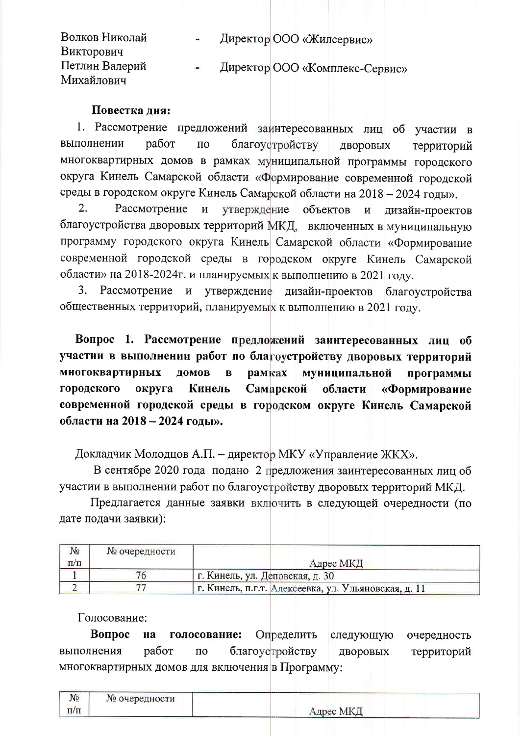Волков Николай Викторович - Директор ООО «Жилсервис»

Петлин Валерий Михайлович - Директор ООО «Комплекс-Сервис»

**Повестка дня:**

1. Рассмотрение предложений заинтересованных лиц об участии в выполнении работ по благоустройству дворовых территорий многоквартирных домов в рамках муниципальной программы городского округа Кинель Самарской области «Формирование современной городской среды в городском округе Кинель Самарской области на 2018 – 2024 годы».
2. Рассмотрение и утверждение объектов и дизайн-проектов благоустройства дворовых территорий МКД, включенных в муниципальную программу городского округа Кинель Самарской области «Формирование современной городской среды в городском округе Кинель Самарской области» на 2018-2024г. и планируемых к выполнению в 2021 году.
3. Рассмотрение и утверждение дизайн-проектов благоустройства общественных территорий, планируемых к выполнению в 2021 году.

**Вопрос 1. Рассмотрение предложений заинтересованных лиц об участии в выполнении работ по благоустройству дворовых территорий многоквартирных домов в рамках муниципальной программы городского округа Кинель Самарской области «Формирование современной городской среды в городском округе Кинель Самарской области на 2018 – 2024 годы».**

Докладчик Молодцов А.П. – директор МКУ «Управление ЖКХ».

В сентябре 2020 года подано 2 предложения заинтересованных лиц об участии в выполнении работ по благоустройству дворовых территорий МКД.

Предлагается данные заявки включить в следующей очередности (по дате подачи заявки):

| № п/п | № очередности | Адрес МКД |
|---|---|---|
| 1 | 76 | г. Кинель, ул. Деповская, д. 30 |
| 2 | 77 | г. Кинель, п.г.т. Алексеевка, ул. Ульяновская, д. 11 |

Голосование:

**Вопрос на голосование:** Определить следующую очередность выполнения работ по благоустройству дворовых территорий многоквартирных домов для включения в Программу:

| № п/п | № очередности | Адрес МКД |
|---|---|---|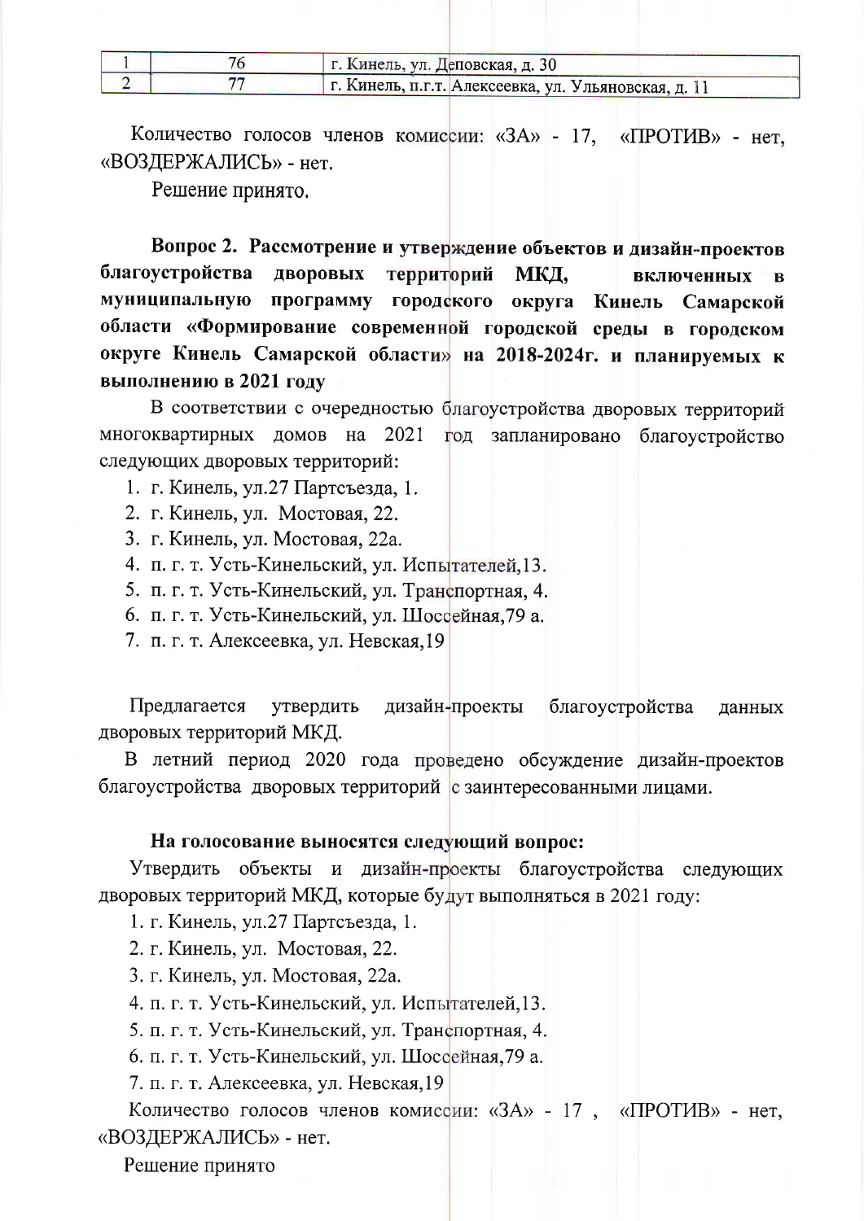| 1 | 76 | г. Кинель, ул. Деповская, д. 30 |
|---|---|---|
| 2 | 77 | г. Кинель, п.г.т. Алексеевка, ул. Ульяновская, д. 11 |

Количество голосов членов комиссии: «ЗА» - 17, «ПРОТИВ» - нет, «ВОЗДЕРЖАЛИСЬ» - нет.

Решение принято.

**Вопрос 2. Рассмотрение и утверждение объектов и дизайн-проектов благоустройства дворовых территорий МКД, включенных в муниципальную программу городского округа Кинель Самарской области «Формирование современной городской среды в городском округе Кинель Самарской области» на 2018-2024г. и планируемых к выполнению в 2021 году**

В соответствии с очередностью благоустройства дворовых территорий многоквартирных домов на 2021 год запланировано благоустройство следующих дворовых территорий:

1. г. Кинель, ул.27 Партсъезда, 1.
2. г. Кинель, ул. Мостовая, 22.
3. г. Кинель, ул. Мостовая, 22а.
4. п. г. т. Усть-Кинельский, ул. Испытателей,13.
5. п. г. т. Усть-Кинельский, ул. Транспортная, 4.
6. п. г. т. Усть-Кинельский, ул. Шоссейная,79 а.
7. п. г. т. Алексеевка, ул. Невская,19

Предлагается утвердить дизайн-проекты благоустройства данных дворовых территорий МКД.

В летний период 2020 года проведено обсуждение дизайн-проектов благоустройства дворовых территорий с заинтересованными лицами.

**На голосование выносятся следующий вопрос:**

Утвердить объекты и дизайн-проекты благоустройства следующих дворовых территорий МКД, которые будут выполняться в 2021 году:

1. г. Кинель, ул.27 Партсъезда, 1.
2. г. Кинель, ул. Мостовая, 22.
3. г. Кинель, ул. Мостовая, 22а.
4. п. г. т. Усть-Кинельский, ул. Испытателей,13.
5. п. г. т. Усть-Кинельский, ул. Транспортная, 4.
6. п. г. т. Усть-Кинельский, ул. Шоссейная,79 а.
7. п. г. т. Алексеевка, ул. Невская,19

Количество голосов членов комиссии: «ЗА» - 17 , «ПРОТИВ» - нет, «ВОЗДЕРЖАЛИСЬ» - нет.

Решение принято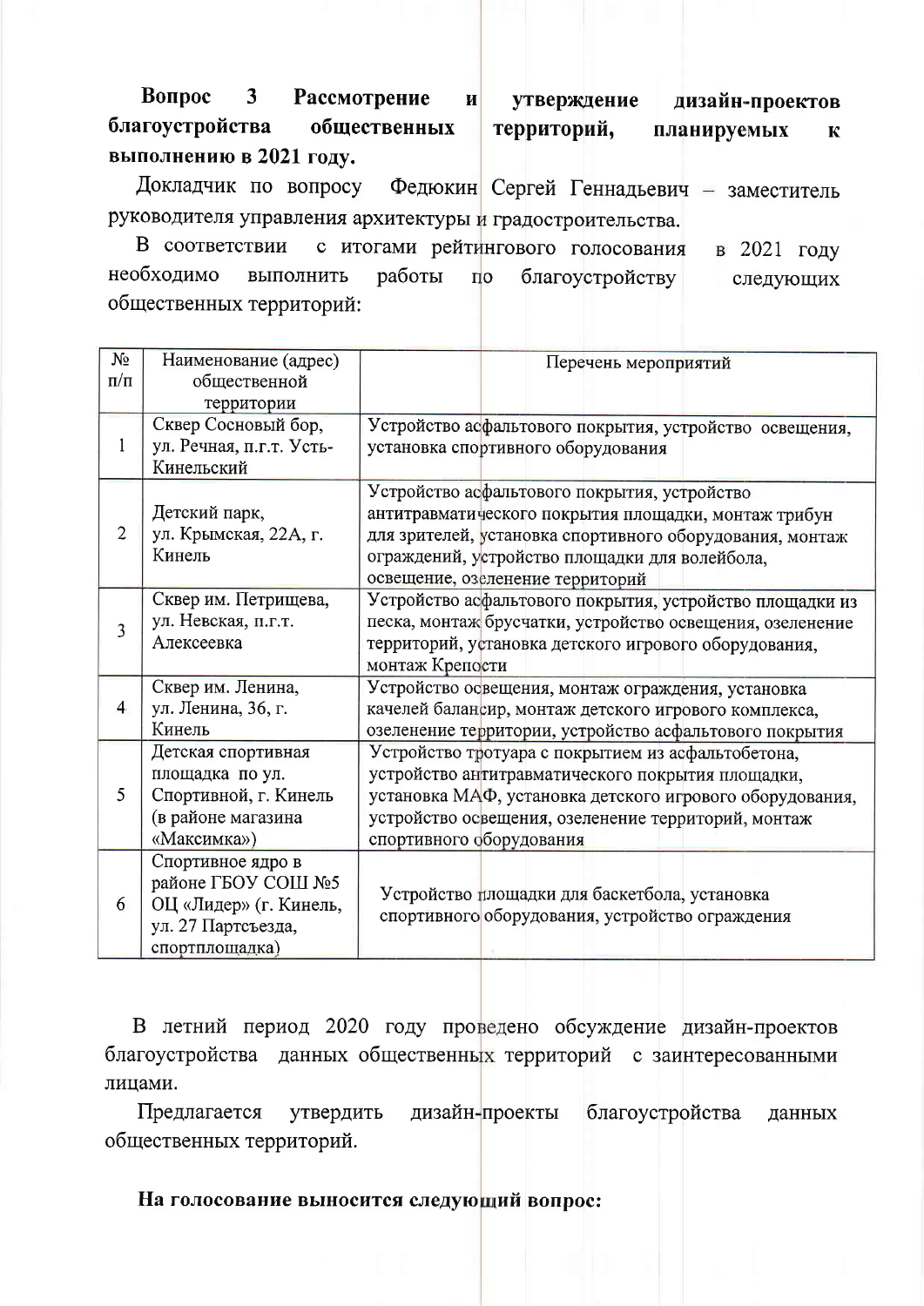**Вопрос 3 Рассмотрение и утверждение дизайн-проектов благоустройства общественных территорий, планируемых к выполнению в 2021 году.**

Докладчик по вопросу Федюкин Сергей Геннадьевич – заместитель руководителя управления архитектуры и градостроительства.

В соответствии с итогами рейтингового голосования в 2021 году необходимо выполнить работы по благоустройству следующих общественных территорий:

| № п/п | Наименование (адрес) общественной территории | Перечень мероприятий |
|---|---|---|
| 1 | Сквер Сосновый бор, ул. Речная, п.г.т. Усть-Кинельский | Устройство асфальтового покрытия, устройство освещения, установка спортивного оборудования |
| 2 | Детский парк, ул. Крымская, 22А, г. Кинель | Устройство асфальтового покрытия, устройство антитравматического покрытия площадки, монтаж трибун для зрителей, установка спортивного оборудования, монтаж ограждений, устройство площадки для волейбола, освещение, озеленение территорий |
| 3 | Сквер им. Петрищева, ул. Невская, п.г.т. Алексеевка | Устройство асфальтового покрытия, устройство площадки из песка, монтаж брусчатки, устройство освещения, озеленение территорий, установка детского игрового оборудования, монтаж Крепости |
| 4 | Сквер им. Ленина, ул. Ленина, 36, г. Кинель | Устройство освещения, монтаж ограждения, установка качелей балансир, монтаж детского игрового комплекса, озеленение территории, устройство асфальтового покрытия |
| 5 | Детская спортивная площадка по ул. Спортивной, г. Кинель (в районе магазина «Максимка») | Устройство тротуара с покрытием из асфальтобетона, устройство антитравматического покрытия площадки, установка МАФ, установка детского игрового оборудования, устройство освещения, озеленение территорий, монтаж спортивного оборудования |
| 6 | Спортивное ядро в районе ГБОУ СОШ №5 ОЦ «Лидер» (г. Кинель, ул. 27 Партсъезда, спортплощадка) | Устройство площадки для баскетбола, установка спортивного оборудования, устройство ограждения |

В летний период 2020 году проведено обсуждение дизайн-проектов благоустройства данных общественных территорий с заинтересованными лицами.

Предлагается утвердить дизайн-проекты благоустройства данных общественных территорий.

**На голосование выносится следующий вопрос:**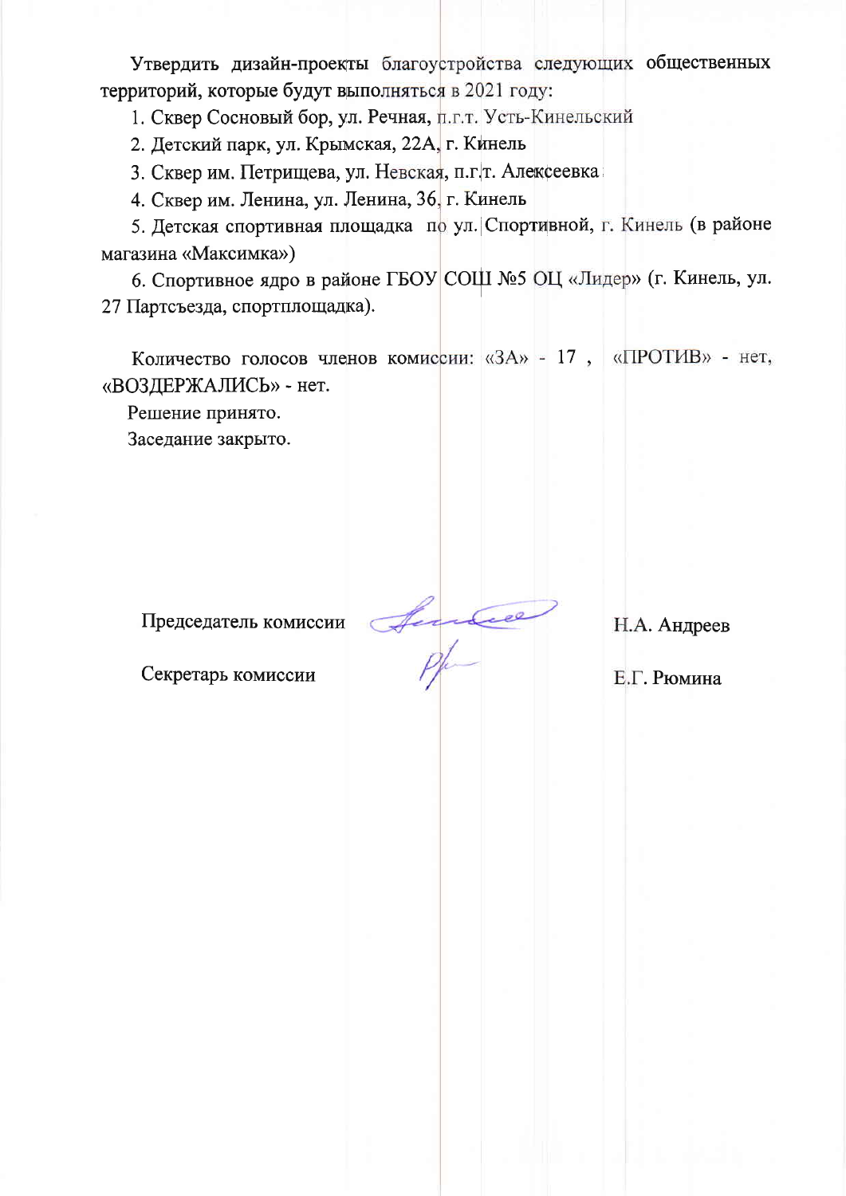Утвердить дизайн-проекты благоустройства следующих общественных территорий, которые будут выполняться в 2021 году:

1. Сквер Сосновый бор, ул. Речная, п.г.т. Усть-Кинельский
2. Детский парк, ул. Крымская, 22А, г. Кинель
3. Сквер им. Петрищева, ул. Невская, п.г.т. Алексеевка
4. Сквер им. Ленина, ул. Ленина, 36, г. Кинель
5. Детская спортивная площадка по ул. Спортивной, г. Кинель (в районе магазина «Максимка»)
6. Спортивное ядро в районе ГБОУ СОШ №5 ОЦ «Лидер» (г. Кинель, ул. 27 Партсъезда, спортплощадка).

Количество голосов членов комиссии: «ЗА» - 17 , «ПРОТИВ» - нет, «ВОЗДЕРЖАЛИСЬ» - нет.

Решение принято.

Заседание закрыто.

Председатель комиссии Н.А. Андреев

Секретарь комиссии Е.Г. Рюмина